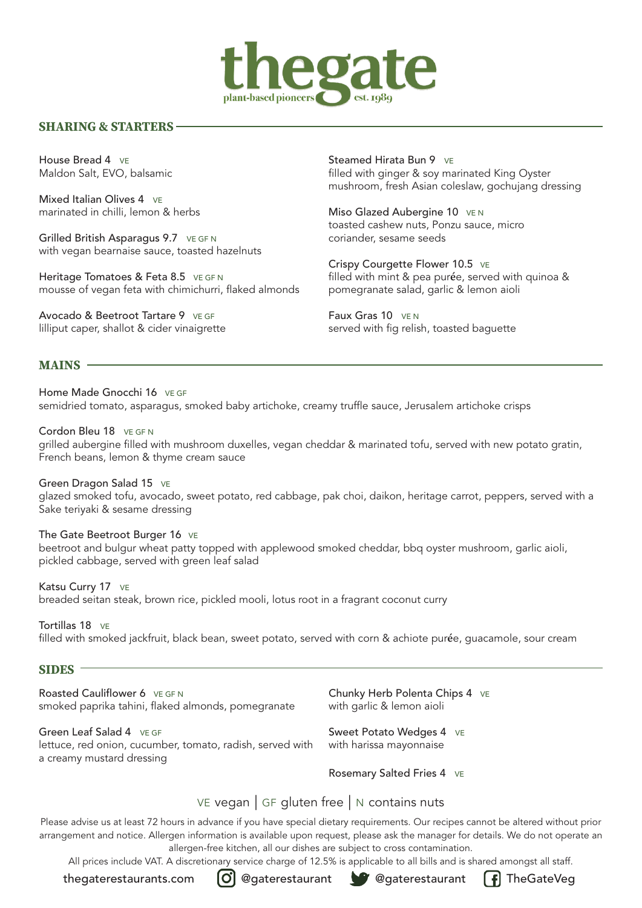# thegate

plant-based pioneers est. 1989

## SHARING & STARTERS

House Bread 4 VE
Maldon Salt, EVO, balsamic

Mixed Italian Olives 4 VE
marinated in chilli, lemon & herbs

Grilled British Asparagus 9.7 VE GF N
with vegan bearnaise sauce, toasted hazelnuts

Heritage Tomatoes & Feta 8.5 VE GF N
mousse of vegan feta with chimichurri, flaked almonds

Avocado & Beetroot Tartare 9 VE GF
lilliput caper, shallot & cider vinaigrette

Steamed Hirata Bun 9 VE
filled with ginger & soy marinated King Oyster mushroom, fresh Asian coleslaw, gochujang dressing

Miso Glazed Aubergine 10 VE N
toasted cashew nuts, Ponzu sauce, micro coriander, sesame seeds

Crispy Courgette Flower 10.5 VE
filled with mint & pea purée, served with quinoa & pomegranate salad, garlic & lemon aioli

Faux Gras 10 VE N
served with fig relish, toasted baguette

## MAINS

Home Made Gnocchi 16 VE GF
semidried tomato, asparagus, smoked baby artichoke, creamy truffle sauce, Jerusalem artichoke crisps

Cordon Bleu 18 VE GF N
grilled aubergine filled with mushroom duxelles, vegan cheddar & marinated tofu, served with new potato gratin, French beans, lemon & thyme cream sauce

Green Dragon Salad 15 VE
glazed smoked tofu, avocado, sweet potato, red cabbage, pak choi, daikon, heritage carrot, peppers, served with a Sake teriyaki & sesame dressing

The Gate Beetroot Burger 16 VE
beetroot and bulgur wheat patty topped with applewood smoked cheddar, bbq oyster mushroom, garlic aioli, pickled cabbage, served with green leaf salad

Katsu Curry 17 VE
breaded seitan steak, brown rice, pickled mooli, lotus root in a fragrant coconut curry

Tortillas 18 VE
filled with smoked jackfruit, black bean, sweet potato, served with corn & achiote purée, guacamole, sour cream

## SIDES

Roasted Cauliflower 6 VE GF N
smoked paprika tahini, flaked almonds, pomegranate

Green Leaf Salad 4 VE GF
lettuce, red onion, cucumber, tomato, radish, served with a creamy mustard dressing

Chunky Herb Polenta Chips 4 VE
with garlic & lemon aioli

Sweet Potato Wedges 4 VE
with harissa mayonnaise

Rosemary Salted Fries 4 VE

VE vegan | GF gluten free | N contains nuts

Please advise us at least 72 hours in advance if you have special dietary requirements. Our recipes cannot be altered without prior arrangement and notice. Allergen information is available upon request, please ask the manager for details. We do not operate an allergen-free kitchen, all our dishes are subject to cross contamination.

All prices include VAT. A discretionary service charge of 12.5% is applicable to all bills and is shared amongst all staff.

thegaterestaurants.com | @gaterestaurant | @gaterestaurant | TheGateVeg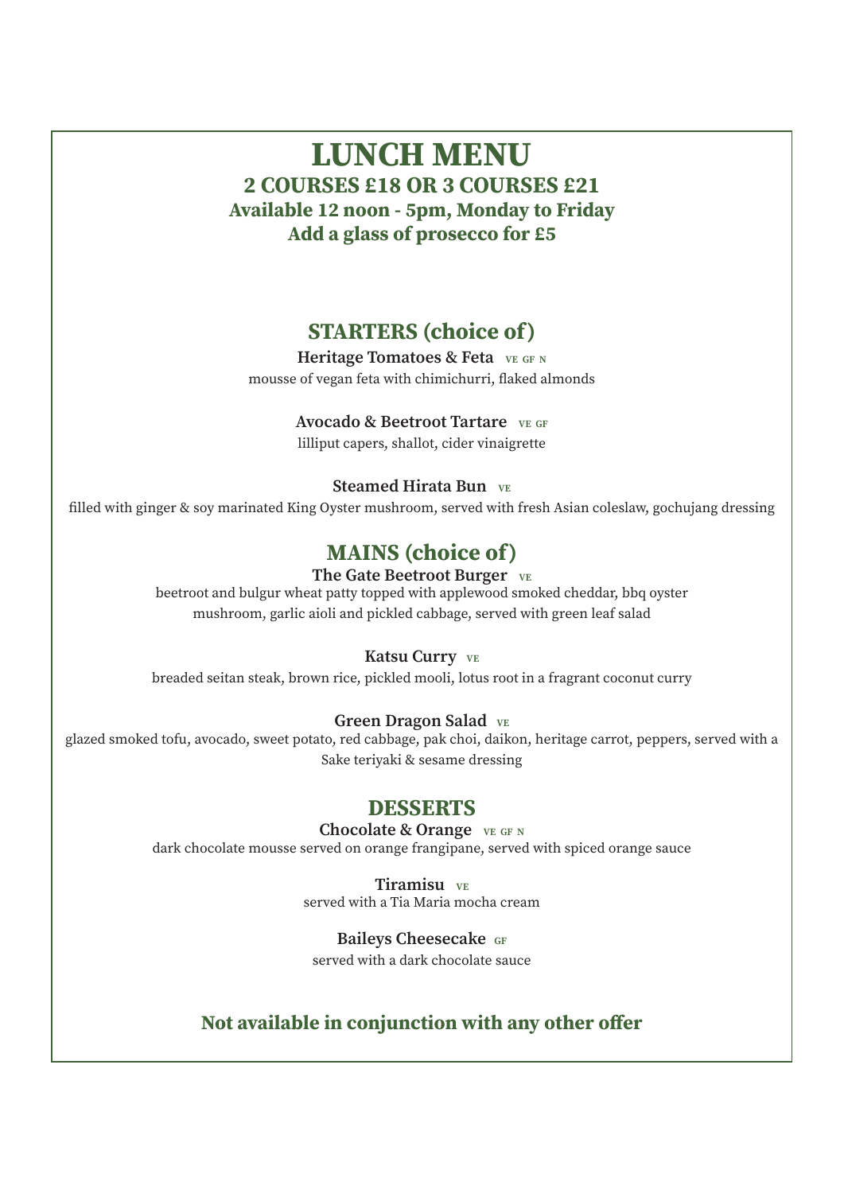# LUNCH MENU

## 2 COURSES £18 OR 3 COURSES £21

**Available 12 noon - 5pm, Monday to Friday**

**Add a glass of prosecco for £5**

## STARTERS (choice of)

**Heritage Tomatoes & Feta** VE GF N

mousse of vegan feta with chimichurri, flaked almonds

**Avocado & Beetroot Tartare** VE GF

lilliput capers, shallot, cider vinaigrette

**Steamed Hirata Bun** VE

filled with ginger & soy marinated King Oyster mushroom, served with fresh Asian coleslaw, gochujang dressing

## MAINS (choice of)

**The Gate Beetroot Burger** VE

beetroot and bulgur wheat patty topped with applewood smoked cheddar, bbq oyster mushroom, garlic aioli and pickled cabbage, served with green leaf salad

**Katsu Curry** VE

breaded seitan steak, brown rice, pickled mooli, lotus root in a fragrant coconut curry

**Green Dragon Salad** VE

glazed smoked tofu, avocado, sweet potato, red cabbage, pak choi, daikon, heritage carrot, peppers, served with a Sake teriyaki & sesame dressing

## DESSERTS

**Chocolate & Orange** VE GF N

dark chocolate mousse served on orange frangipane, served with spiced orange sauce

**Tiramisu** VE

served with a Tia Maria mocha cream

**Baileys Cheesecake** GF

served with a dark chocolate sauce

**Not available in conjunction with any other offer**